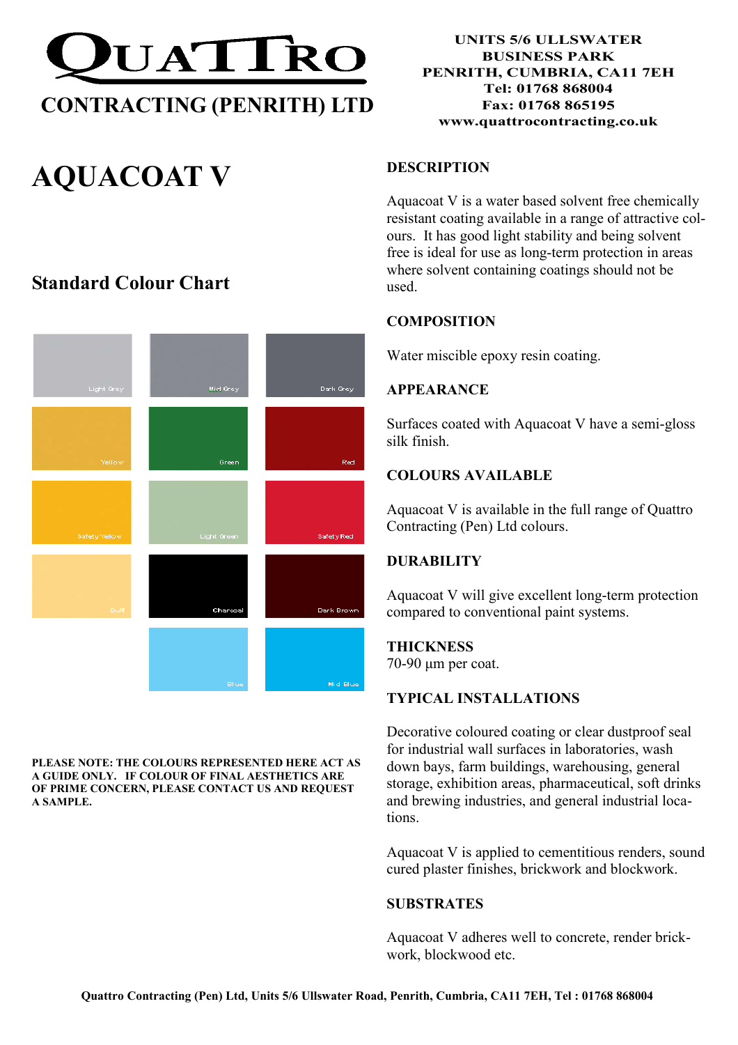# QUATTRO

**CONTRACTING (PENRITH) LTD**

**UNITS 5/6 ULLSWATER BUSINESS PARK**
**PENRITH, CUMBRIA, CA11 7EH**
**Tel: 01768 868004**
**Fax: 01768 865195**
**www.quattrocontracting.co.uk**

# AQUACOAT V

## Standard Colour Chart

| | | |
|---|---|---|
| Light Grey | Mid Grey | Dark Grey |
| Yellow | Green | Red |
| Safety Yellow | Light Green | Safety Red |
| Buff | Charcoal | Dark Brown |
| | Blue | Mid Blue |

**PLEASE NOTE: THE COLOURS REPRESENTED HERE ACT AS A GUIDE ONLY. IF COLOUR OF FINAL AESTHETICS ARE OF PRIME CONCERN, PLEASE CONTACT US AND REQUEST A SAMPLE.**

### DESCRIPTION

Aquacoat V is a water based solvent free chemically resistant coating available in a range of attractive colours. It has good light stability and being solvent free is ideal for use as long-term protection in areas where solvent containing coatings should not be used.

### COMPOSITION

Water miscible epoxy resin coating.

### APPEARANCE

Surfaces coated with Aquacoat V have a semi-gloss silk finish.

### COLOURS AVAILABLE

Aquacoat V is available in the full range of Quattro Contracting (Pen) Ltd colours.

### DURABILITY

Aquacoat V will give excellent long-term protection compared to conventional paint systems.

### THICKNESS

70-90 µm per coat.

### TYPICAL INSTALLATIONS

Decorative coloured coating or clear dustproof seal for industrial wall surfaces in laboratories, wash down bays, farm buildings, warehousing, general storage, exhibition areas, pharmaceutical, soft drinks and brewing industries, and general industrial locations.

Aquacoat V is applied to cementitious renders, sound cured plaster finishes, brickwork and blockwork.

### SUBSTRATES

Aquacoat V adheres well to concrete, render brickwork, blockwood etc.

**Quattro Contracting (Pen) Ltd, Units 5/6 Ullswater Road, Penrith, Cumbria, CA11 7EH, Tel : 01768 868004**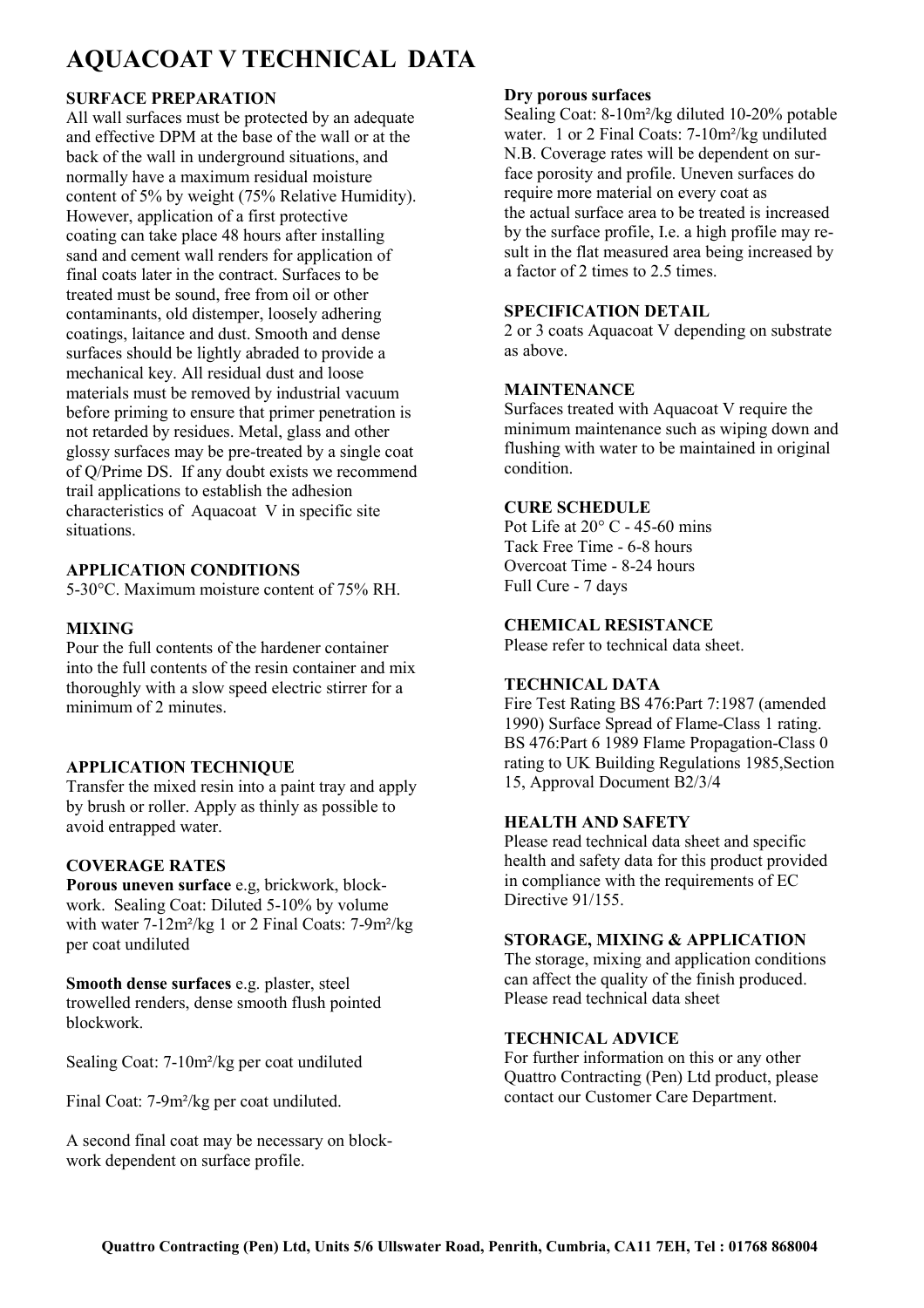# AQUACOAT V TECHNICAL DATA

### SURFACE PREPARATION

All wall surfaces must be protected by an adequate and effective DPM at the base of the wall or at the back of the wall in underground situations, and normally have a maximum residual moisture content of 5% by weight (75% Relative Humidity). However, application of a first protective coating can take place 48 hours after installing sand and cement wall renders for application of final coats later in the contract. Surfaces to be treated must be sound, free from oil or other contaminants, old distemper, loosely adhering coatings, laitance and dust. Smooth and dense surfaces should be lightly abraded to provide a mechanical key. All residual dust and loose materials must be removed by industrial vacuum before priming to ensure that primer penetration is not retarded by residues. Metal, glass and other glossy surfaces may be pre-treated by a single coat of Q/Prime DS. If any doubt exists we recommend trail applications to establish the adhesion characteristics of Aquacoat V in specific site situations.

### APPLICATION CONDITIONS

5-30°C. Maximum moisture content of 75% RH.

### MIXING

Pour the full contents of the hardener container into the full contents of the resin container and mix thoroughly with a slow speed electric stirrer for a minimum of 2 minutes.

### APPLICATION TECHNIQUE

Transfer the mixed resin into a paint tray and apply by brush or roller. Apply as thinly as possible to avoid entrapped water.

### COVERAGE RATES

**Porous uneven surface** e.g, brickwork, blockwork. Sealing Coat: Diluted 5-10% by volume with water 7-12m²/kg 1 or 2 Final Coats: 7-9m²/kg per coat undiluted

**Smooth dense surfaces** e.g. plaster, steel trowelled renders, dense smooth flush pointed blockwork.

Sealing Coat: 7-10m²/kg per coat undiluted

Final Coat: 7-9m²/kg per coat undiluted.

A second final coat may be necessary on blockwork dependent on surface profile.

**Dry porous surfaces**

Sealing Coat: 8-10m²/kg diluted 10-20% potable water. 1 or 2 Final Coats: 7-10m²/kg undiluted N.B. Coverage rates will be dependent on surface porosity and profile. Uneven surfaces do require more material on every coat as the actual surface area to be treated is increased by the surface profile, I.e. a high profile may result in the flat measured area being increased by a factor of 2 times to 2.5 times.

### SPECIFICATION DETAIL

2 or 3 coats Aquacoat V depending on substrate as above.

### MAINTENANCE

Surfaces treated with Aquacoat V require the minimum maintenance such as wiping down and flushing with water to be maintained in original condition.

### CURE SCHEDULE

Pot Life at 20° C - 45-60 mins
Tack Free Time - 6-8 hours
Overcoat Time - 8-24 hours
Full Cure - 7 days

### CHEMICAL RESISTANCE

Please refer to technical data sheet.

### TECHNICAL DATA

Fire Test Rating BS 476:Part 7:1987 (amended 1990) Surface Spread of Flame-Class 1 rating. BS 476:Part 6 1989 Flame Propagation-Class 0 rating to UK Building Regulations 1985,Section 15, Approval Document B2/3/4

### HEALTH AND SAFETY

Please read technical data sheet and specific health and safety data for this product provided in compliance with the requirements of EC Directive 91/155.

### STORAGE, MIXING & APPLICATION

The storage, mixing and application conditions can affect the quality of the finish produced. Please read technical data sheet

### TECHNICAL ADVICE

For further information on this or any other Quattro Contracting (Pen) Ltd product, please contact our Customer Care Department.

**Quattro Contracting (Pen) Ltd, Units 5/6 Ullswater Road, Penrith, Cumbria, CA11 7EH, Tel : 01768 868004**